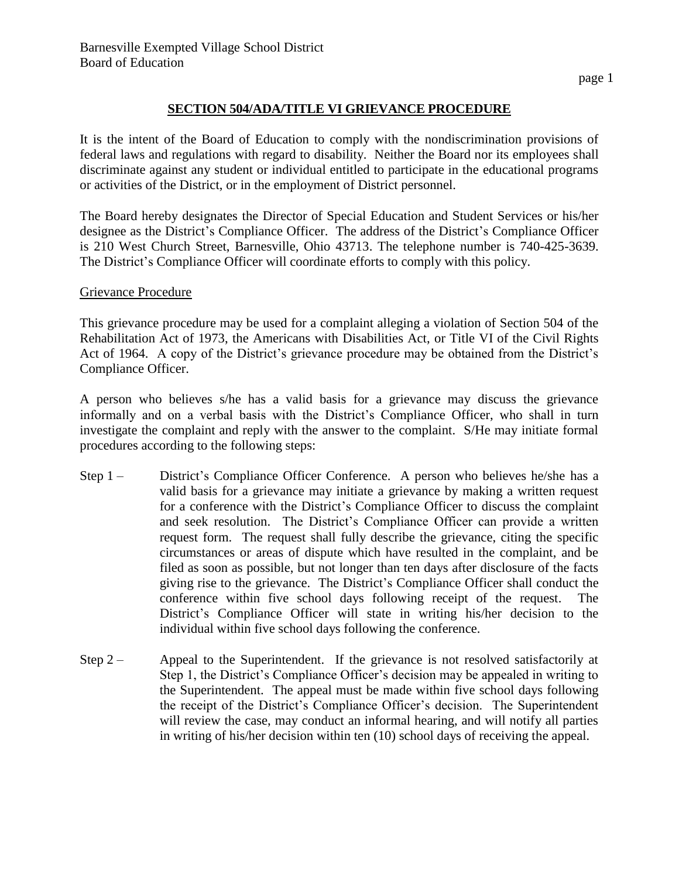Barnesville Exempted Village School District
Board of Education

## SECTION 504/ADA/TITLE VI GRIEVANCE PROCEDURE

It is the intent of the Board of Education to comply with the nondiscrimination provisions of federal laws and regulations with regard to disability. Neither the Board nor its employees shall discriminate against any student or individual entitled to participate in the educational programs or activities of the District, or in the employment of District personnel.

The Board hereby designates the Director of Special Education and Student Services or his/her designee as the District's Compliance Officer. The address of the District's Compliance Officer is 210 West Church Street, Barnesville, Ohio 43713. The telephone number is 740-425-3639. The District's Compliance Officer will coordinate efforts to comply with this policy.

### Grievance Procedure

This grievance procedure may be used for a complaint alleging a violation of Section 504 of the Rehabilitation Act of 1973, the Americans with Disabilities Act, or Title VI of the Civil Rights Act of 1964. A copy of the District's grievance procedure may be obtained from the District's Compliance Officer.

A person who believes s/he has a valid basis for a grievance may discuss the grievance informally and on a verbal basis with the District's Compliance Officer, who shall in turn investigate the complaint and reply with the answer to the complaint. S/He may initiate formal procedures according to the following steps:

Step 1 – District's Compliance Officer Conference. A person who believes he/she has a valid basis for a grievance may initiate a grievance by making a written request for a conference with the District's Compliance Officer to discuss the complaint and seek resolution. The District's Compliance Officer can provide a written request form. The request shall fully describe the grievance, citing the specific circumstances or areas of dispute which have resulted in the complaint, and be filed as soon as possible, but not longer than ten days after disclosure of the facts giving rise to the grievance. The District's Compliance Officer shall conduct the conference within five school days following receipt of the request. The District's Compliance Officer will state in writing his/her decision to the individual within five school days following the conference.

Step 2 – Appeal to the Superintendent. If the grievance is not resolved satisfactorily at Step 1, the District's Compliance Officer's decision may be appealed in writing to the Superintendent. The appeal must be made within five school days following the receipt of the District's Compliance Officer's decision. The Superintendent will review the case, may conduct an informal hearing, and will notify all parties in writing of his/her decision within ten (10) school days of receiving the appeal.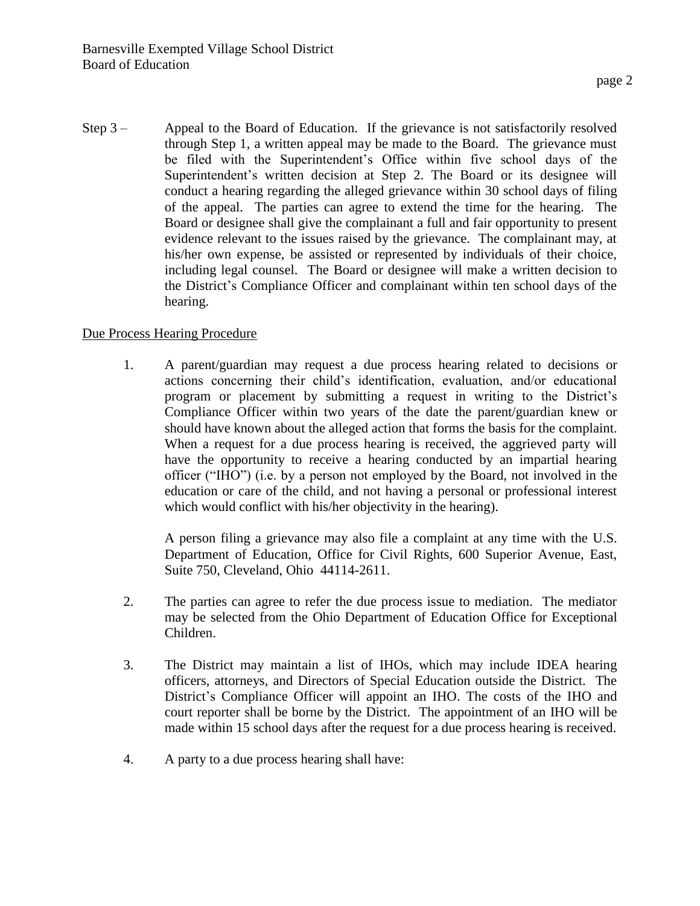Step 3 – Appeal to the Board of Education. If the grievance is not satisfactorily resolved through Step 1, a written appeal may be made to the Board. The grievance must be filed with the Superintendent's Office within five school days of the Superintendent's written decision at Step 2. The Board or its designee will conduct a hearing regarding the alleged grievance within 30 school days of filing of the appeal. The parties can agree to extend the time for the hearing. The Board or designee shall give the complainant a full and fair opportunity to present evidence relevant to the issues raised by the grievance. The complainant may, at his/her own expense, be assisted or represented by individuals of their choice, including legal counsel. The Board or designee will make a written decision to the District's Compliance Officer and complainant within ten school days of the hearing.

Due Process Hearing Procedure

1. A parent/guardian may request a due process hearing related to decisions or actions concerning their child's identification, evaluation, and/or educational program or placement by submitting a request in writing to the District's Compliance Officer within two years of the date the parent/guardian knew or should have known about the alleged action that forms the basis for the complaint. When a request for a due process hearing is received, the aggrieved party will have the opportunity to receive a hearing conducted by an impartial hearing officer ("IHO") (i.e. by a person not employed by the Board, not involved in the education or care of the child, and not having a personal or professional interest which would conflict with his/her objectivity in the hearing).

   A person filing a grievance may also file a complaint at any time with the U.S. Department of Education, Office for Civil Rights, 600 Superior Avenue, East, Suite 750, Cleveland, Ohio 44114-2611.

2. The parties can agree to refer the due process issue to mediation. The mediator may be selected from the Ohio Department of Education Office for Exceptional Children.

3. The District may maintain a list of IHOs, which may include IDEA hearing officers, attorneys, and Directors of Special Education outside the District. The District's Compliance Officer will appoint an IHO. The costs of the IHO and court reporter shall be borne by the District. The appointment of an IHO will be made within 15 school days after the request for a due process hearing is received.

4. A party to a due process hearing shall have: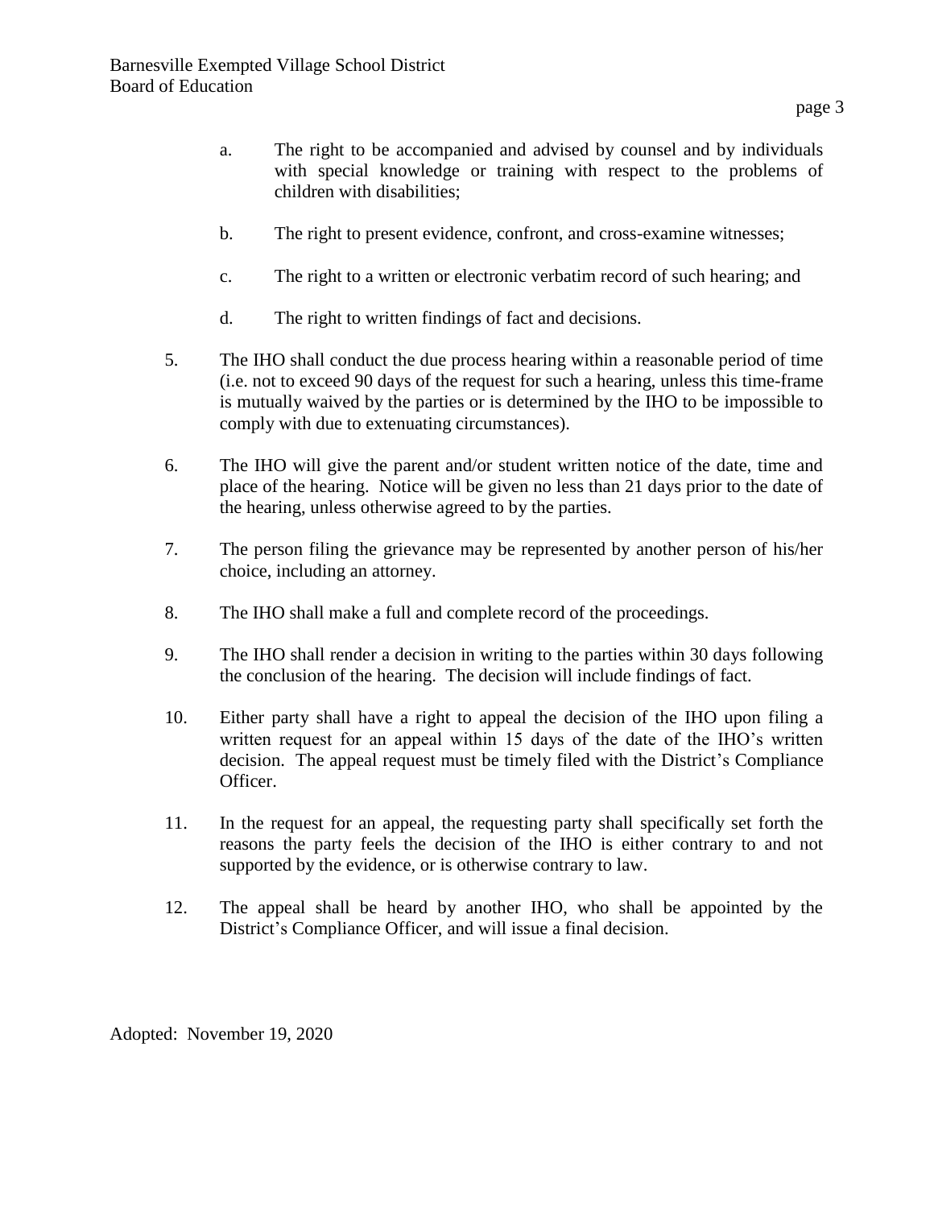a. The right to be accompanied and advised by counsel and by individuals with special knowledge or training with respect to the problems of children with disabilities;

b. The right to present evidence, confront, and cross-examine witnesses;

c. The right to a written or electronic verbatim record of such hearing; and

d. The right to written findings of fact and decisions.

5. The IHO shall conduct the due process hearing within a reasonable period of time (i.e. not to exceed 90 days of the request for such a hearing, unless this time-frame is mutually waived by the parties or is determined by the IHO to be impossible to comply with due to extenuating circumstances).

6. The IHO will give the parent and/or student written notice of the date, time and place of the hearing. Notice will be given no less than 21 days prior to the date of the hearing, unless otherwise agreed to by the parties.

7. The person filing the grievance may be represented by another person of his/her choice, including an attorney.

8. The IHO shall make a full and complete record of the proceedings.

9. The IHO shall render a decision in writing to the parties within 30 days following the conclusion of the hearing. The decision will include findings of fact.

10. Either party shall have a right to appeal the decision of the IHO upon filing a written request for an appeal within 15 days of the date of the IHO's written decision. The appeal request must be timely filed with the District's Compliance Officer.

11. In the request for an appeal, the requesting party shall specifically set forth the reasons the party feels the decision of the IHO is either contrary to and not supported by the evidence, or is otherwise contrary to law.

12. The appeal shall be heard by another IHO, who shall be appointed by the District's Compliance Officer, and will issue a final decision.

Adopted: November 19, 2020